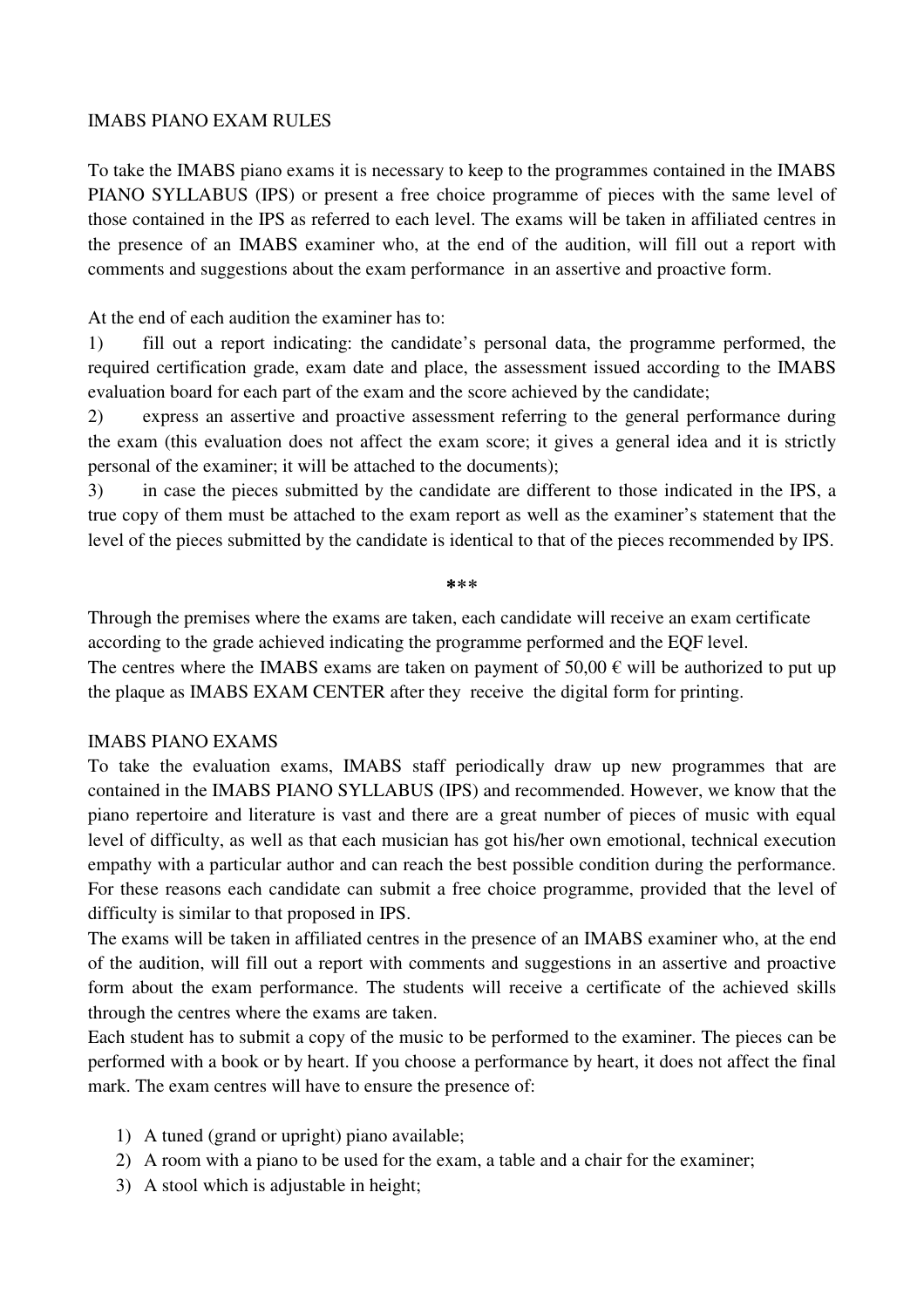# IMABS PIANO EXAM RULES

To take the IMABS piano exams it is necessary to keep to the programmes contained in the IMABS PIANO SYLLABUS (IPS) or present a free choice programme of pieces with the same level of those contained in the IPS as referred to each level. The exams will be taken in affiliated centres in the presence of an IMABS examiner who, at the end of the audition, will fill out a report with comments and suggestions about the exam performance in an assertive and proactive form.

At the end of each audition the examiner has to:

1) fill out a report indicating: the candidate's personal data, the programme performed, the required certification grade, exam date and place, the assessment issued according to the IMABS evaluation board for each part of the exam and the score achieved by the candidate;
2) express an assertive and proactive assessment referring to the general performance during the exam (this evaluation does not affect the exam score; it gives a general idea and it is strictly personal of the examiner; it will be attached to the documents);
3) in case the pieces submitted by the candidate are different to those indicated in the IPS, a true copy of them must be attached to the exam report as well as the examiner's statement that the level of the pieces submitted by the candidate is identical to that of the pieces recommended by IPS.

***

Through the premises where the exams are taken, each candidate will receive an exam certificate according to the grade achieved indicating the programme performed and the EQF level.
The centres where the IMABS exams are taken on payment of 50,00 € will be authorized to put up the plaque as IMABS EXAM CENTER after they receive the digital form for printing.

## IMABS PIANO EXAMS

To take the evaluation exams, IMABS staff periodically draw up new programmes that are contained in the IMABS PIANO SYLLABUS (IPS) and recommended. However, we know that the piano repertoire and literature is vast and there are a great number of pieces of music with equal level of difficulty, as well as that each musician has got his/her own emotional, technical execution empathy with a particular author and can reach the best possible condition during the performance. For these reasons each candidate can submit a free choice programme, provided that the level of difficulty is similar to that proposed in IPS.
The exams will be taken in affiliated centres in the presence of an IMABS examiner who, at the end of the audition, will fill out a report with comments and suggestions in an assertive and proactive form about the exam performance. The students will receive a certificate of the achieved skills through the centres where the exams are taken.
Each student has to submit a copy of the music to be performed to the examiner. The pieces can be performed with a book or by heart. If you choose a performance by heart, it does not affect the final mark. The exam centres will have to ensure the presence of:

1) A tuned (grand or upright) piano available;
2) A room with a piano to be used for the exam, a table and a chair for the examiner;
3) A stool which is adjustable in height;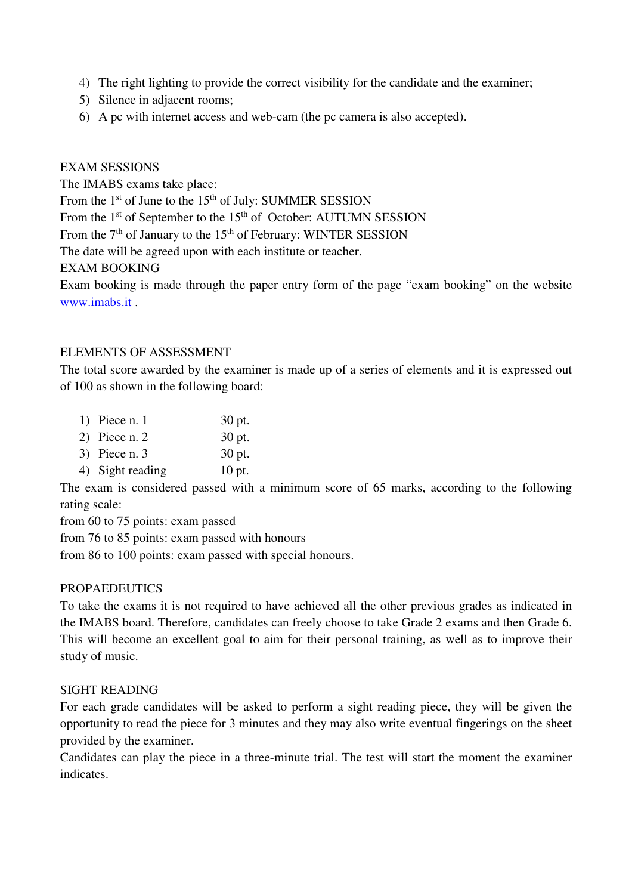4) The right lighting to provide the correct visibility for the candidate and the examiner;
5) Silence in adjacent rooms;
6) A pc with internet access and web-cam (the pc camera is also accepted).

EXAM SESSIONS

The IMABS exams take place:

From the 1st of June to the 15th of July: SUMMER SESSION

From the 1st of September to the 15th of October: AUTUMN SESSION

From the 7th of January to the 15th of February: WINTER SESSION

The date will be agreed upon with each institute or teacher.

EXAM BOOKING

Exam booking is made through the paper entry form of the page "exam booking" on the website [www.imabs.it](http://www.imabs.it) .

ELEMENTS OF ASSESSMENT

The total score awarded by the examiner is made up of a series of elements and it is expressed out of 100 as shown in the following board:

1) Piece n. 1 30 pt.
2) Piece n. 2 30 pt.
3) Piece n. 3 30 pt.
4) Sight reading 10 pt.

The exam is considered passed with a minimum score of 65 marks, according to the following rating scale:

from 60 to 75 points: exam passed

from 76 to 85 points: exam passed with honours

from 86 to 100 points: exam passed with special honours.

PROPAEDEUTICS

To take the exams it is not required to have achieved all the other previous grades as indicated in the IMABS board. Therefore, candidates can freely choose to take Grade 2 exams and then Grade 6. This will become an excellent goal to aim for their personal training, as well as to improve their study of music.

SIGHT READING

For each grade candidates will be asked to perform a sight reading piece, they will be given the opportunity to read the piece for 3 minutes and they may also write eventual fingerings on the sheet provided by the examiner.

Candidates can play the piece in a three-minute trial. The test will start the moment the examiner indicates.